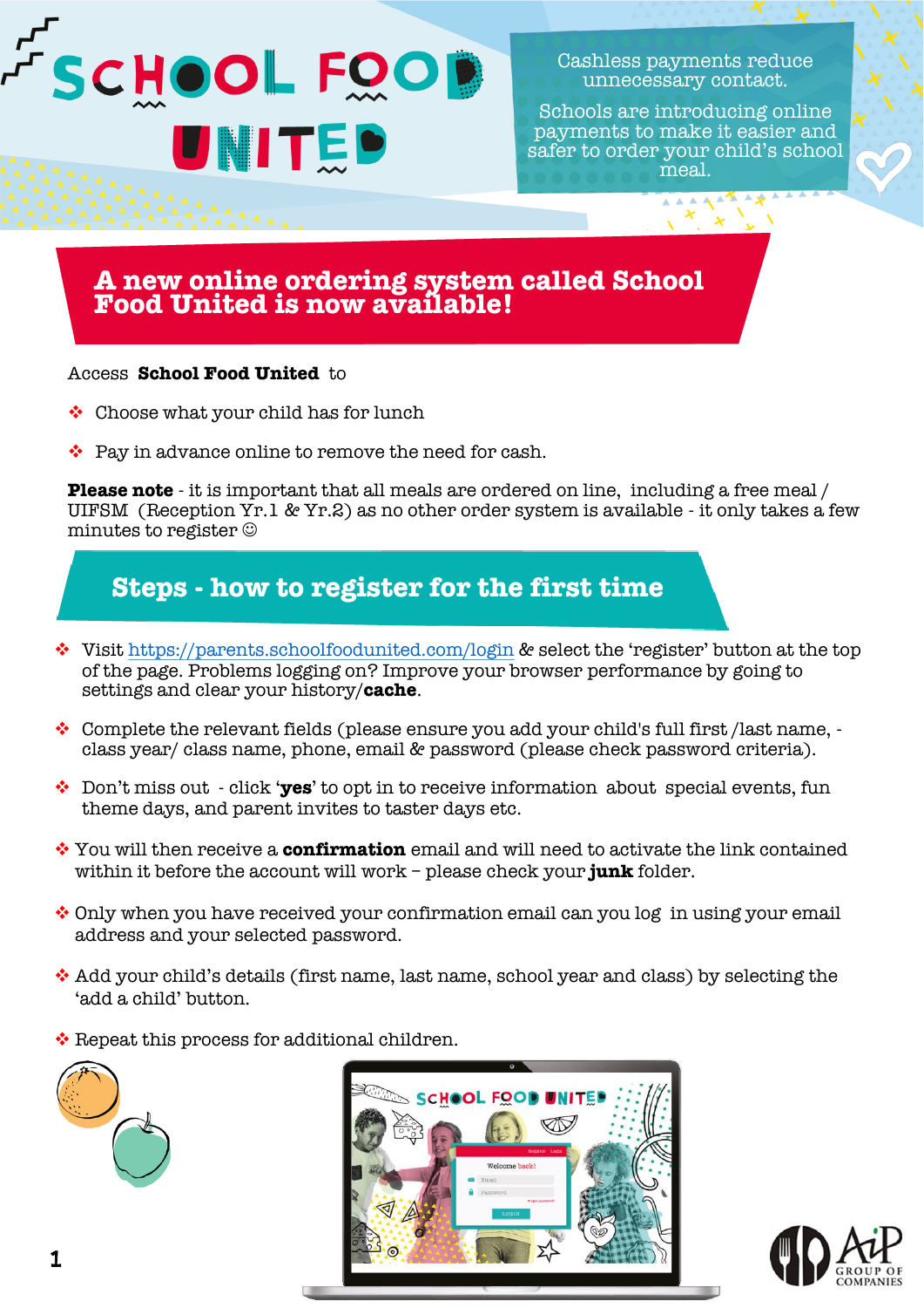# SCHOOL FOOD UNITED

Cashless payments reduce unnecessary contact.

Schools are introducing online payments to make it easier and safer to order your child's school meal.

## A new online ordering system called School Food United is now available!

Access **School Food United** to

- Choose what your child has for lunch
- Pay in advance online to remove the need for cash.

**Please note** - it is important that all meals are ordered on line, including a free meal / UIFSM (Reception Yr.1 & Yr.2) as no other order system is available - it only takes a few minutes to register ☺

## Steps - how to register for the first time

- Visit https://parents.schoolfoodunited.com/login & select the 'register' button at the top of the page. Problems logging on? Improve your browser performance by going to settings and clear your history/**cache**.
- Complete the relevant fields (please ensure you add your child's full first /last name, - class year/ class name, phone, email & password (please check password criteria).
- Don't miss out - click '**yes**' to opt in to receive information about special events, fun theme days, and parent invites to taster days etc.
- You will then receive a **confirmation** email and will need to activate the link contained within it before the account will work – please check your **junk** folder.
- Only when you have received your confirmation email can you log in using your email address and your selected password.
- Add your child's details (first name, last name, school year and class) by selecting the 'add a child' button.
- Repeat this process for additional children.

AiP GROUP OF COMPANIES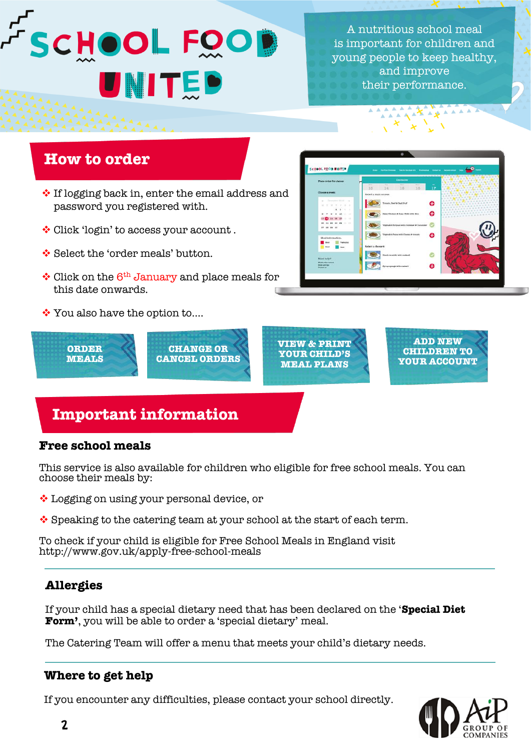# SCHOOL FOOD UNITED

A nutritious school meal is important for children and young people to keep healthy, and improve their performance.

## How to order

- If logging back in, enter the email address and password you registered with.
- Click 'login' to access your account .
- Select the 'order meals' button.
- Click on the 6th January and place meals for this date onwards.
- You also have the option to....

**ORDER MEALS**

**CHANGE OR CANCEL ORDERS**

**VIEW & PRINT YOUR CHILD'S MEAL PLANS**

**ADD NEW CHILDREN TO YOUR ACCOUNT**

## Important information

### Free school meals

This service is also available for children who eligible for free school meals. You can choose their meals by:

- Logging on using your personal device, or
- Speaking to the catering team at your school at the start of each term.

To check if your child is eligible for Free School Meals in England visit http://www.gov.uk/apply-free-school-meals

### Allergies

If your child has a special dietary need that has been declared on the '**Special Diet Form'**, you will be able to order a 'special dietary' meal.

The Catering Team will offer a menu that meets your child's dietary needs.

### Where to get help

If you encounter any difficulties, please contact your school directly.

AiP GROUP OF COMPANIES